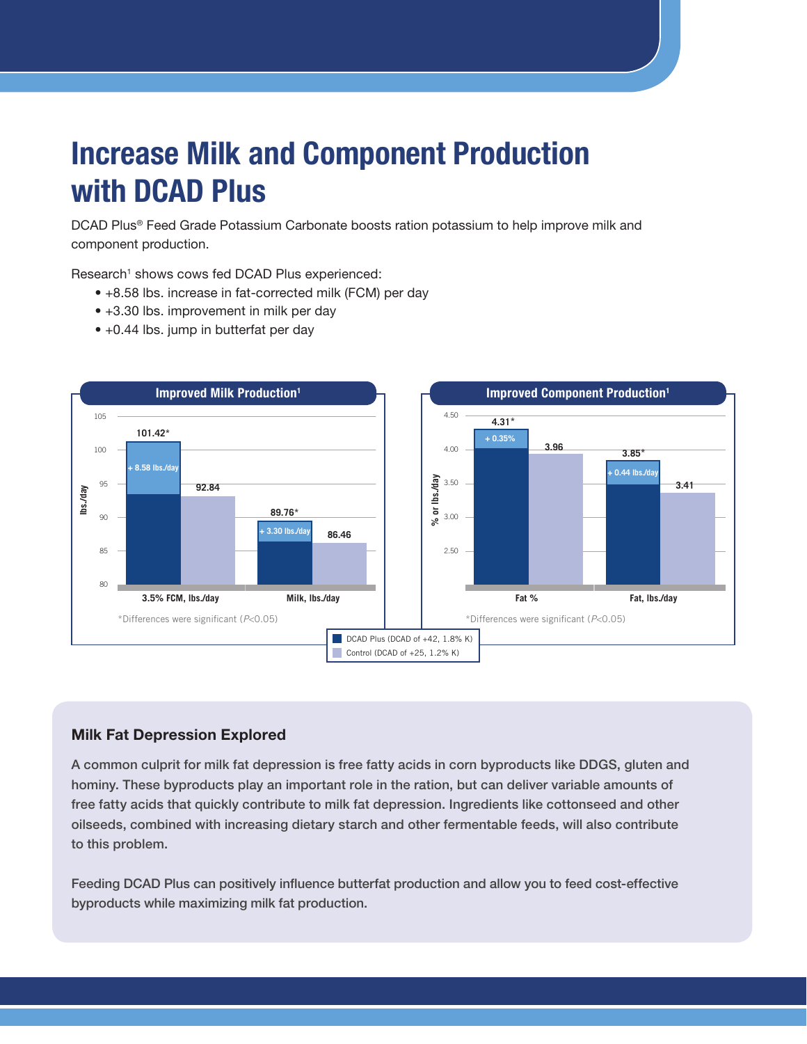# Increase Milk and Component Production with DCAD Plus

DCAD Plus® Feed Grade Potassium Carbonate boosts ration potassium to help improve milk and component production.

Research[1] shows cows fed DCAD Plus experienced:

- +8.58 lbs. increase in fat-corrected milk (FCM) per day
- +3.30 lbs. improvement in milk per day
- +0.44 lbs. jump in butterfat per day

**Improved Milk Production[1]**

lbs./day

105
100
95
90
85
80

101.42*
+ 8.58 lbs./day
92.84
89.76*
+ 3.30 lbs./day
86.46

3.5% FCM, lbs./day
Milk, lbs./day

*Differences were significant (*P*<0.05)

**Improved Component Production[1]**

% or lbs./day

4.50
4.00
3.50
3.00
2.50

4.31*
+ 0.35%
3.96
3.85*
+ 0.44 lbs./day
3.41

Fat %
Fat, lbs./day

*Differences were significant (*P*<0.05)

DCAD Plus (DCAD of +42, 1.8% K)
Control (DCAD of +25, 1.2% K)

### Milk Fat Depression Explored

A common culprit for milk fat depression is free fatty acids in corn byproducts like DDGS, gluten and hominy. These byproducts play an important role in the ration, but can deliver variable amounts of free fatty acids that quickly contribute to milk fat depression. Ingredients like cottonseed and other oilseeds, combined with increasing dietary starch and other fermentable feeds, will also contribute to this problem.

Feeding DCAD Plus can positively influence butterfat production and allow you to feed cost-effective byproducts while maximizing milk fat production.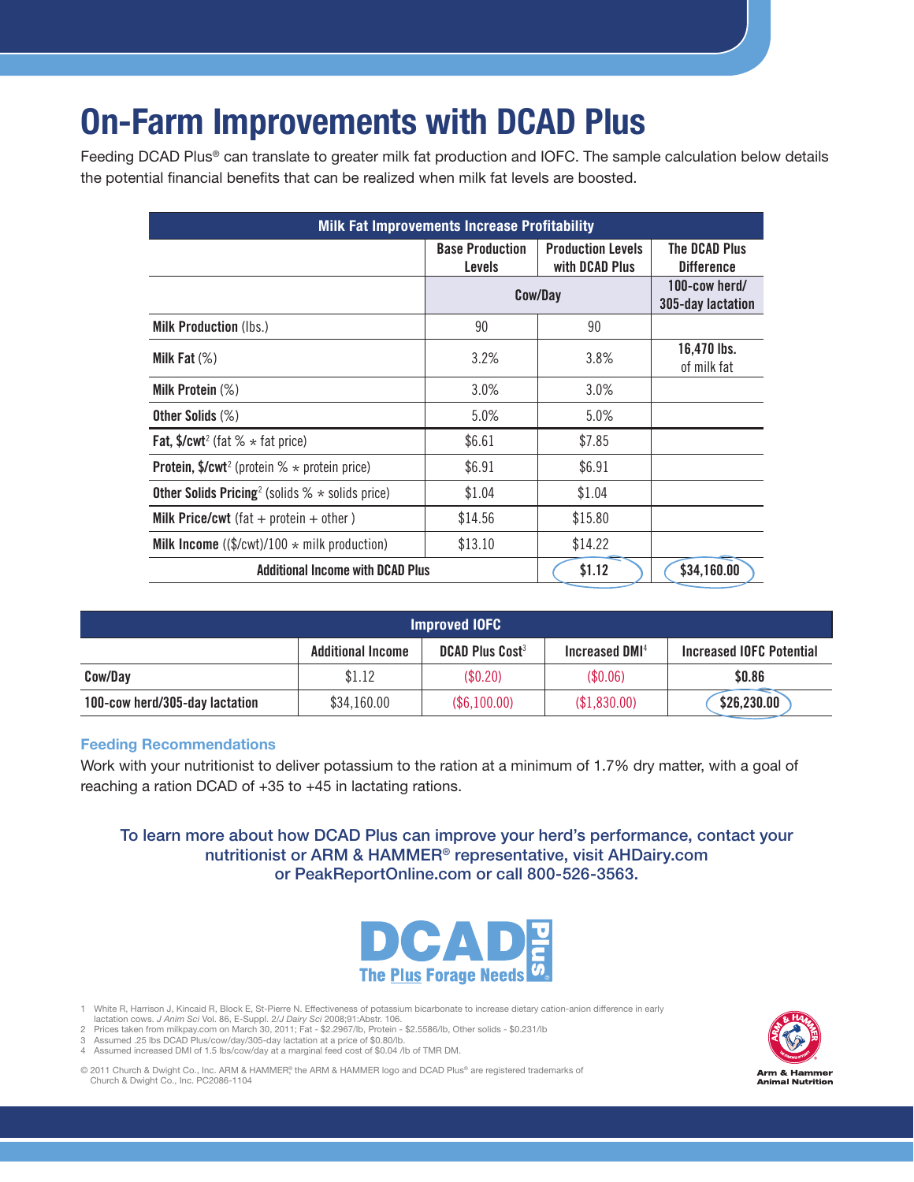# On-Farm Improvements with DCAD Plus

Feeding DCAD Plus® can translate to greater milk fat production and IOFC. The sample calculation below details the potential financial benefits that can be realized when milk fat levels are boosted.

| Milk Fat Improvements Increase Profitability | | | |
|---|---|---|---|
| | Base Production Levels | Production Levels with DCAD Plus | The DCAD Plus Difference |
| | Cow/Day | | 100-cow herd/ 305-day lactation |
| **Milk Production** (lbs.) | 90 | 90 | |
| **Milk Fat** (%) | 3.2% | 3.8% | **16,470 lbs.** of milk fat |
| **Milk Protein** (%) | 3.0% | 3.0% | |
| **Other Solids** (%) | 5.0% | 5.0% | |
| **Fat, $/cwt**[2] (fat % * fat price) | $6.61 | $7.85 | |
| **Protein, $/cwt**[2] (protein % * protein price) | $6.91 | $6.91 | |
| **Other Solids Pricing**[2] (solids % * solids price) | $1.04 | $1.04 | |
| **Milk Price/cwt** (fat + protein + other ) | $14.56 | $15.80 | |
| **Milk Income** (($/cwt)/100 * milk production) | $13.10 | $14.22 | |
| **Additional Income with DCAD Plus** | | **$1.12** | **$34,160.00** |

| Improved IOFC | | | | |
|---|---|---|---|---|
| | Additional Income | DCAD Plus Cost[3] | Increased DMI[4] | Increased IOFC Potential |
| **Cow/Day** | $1.12 | ($0.20) | ($0.06) | **$0.86** |
| **100-cow herd/305-day lactation** | $34,160.00 | ($6,100.00) | ($1,830.00) | **$26,230.00** |

### Feeding Recommendations

Work with your nutritionist to deliver potassium to the ration at a minimum of 1.7% dry matter, with a goal of reaching a ration DCAD of +35 to +45 in lactating rations.

To learn more about how DCAD Plus can improve your herd's performance, contact your nutritionist or ARM & HAMMER® representative, visit AHDairy.com or PeakReportOnline.com or call 800-526-3563.

DCAD Plus
The Plus Forage Needs

1 White R, Harrison J, Kincaid R, Block E, St-Pierre N. Effectiveness of potassium bicarbonate to increase dietary cation-anion difference in early lactation cows. *J Anim Sci* Vol. 86, E-Suppl. 2/*J Dairy Sci* 2008;91:Abstr. 106.
2 Prices taken from milkpay.com on March 30, 2011; Fat - $2.2967/lb, Protein - $2.5586/lb, Other solids - $0.231/lb
3 Assumed .25 lbs DCAD Plus/cow/day/305-day lactation at a price of $0.80/lb.
4 Assumed increased DMI of 1.5 lbs/cow/day at a marginal feed cost of $0.04 /lb of TMR DM.

© 2011 Church & Dwight Co., Inc. ARM & HAMMER®, the ARM & HAMMER logo and DCAD Plus® are registered trademarks of Church & Dwight Co., Inc. PC2086-1104

Arm & Hammer Animal Nutrition